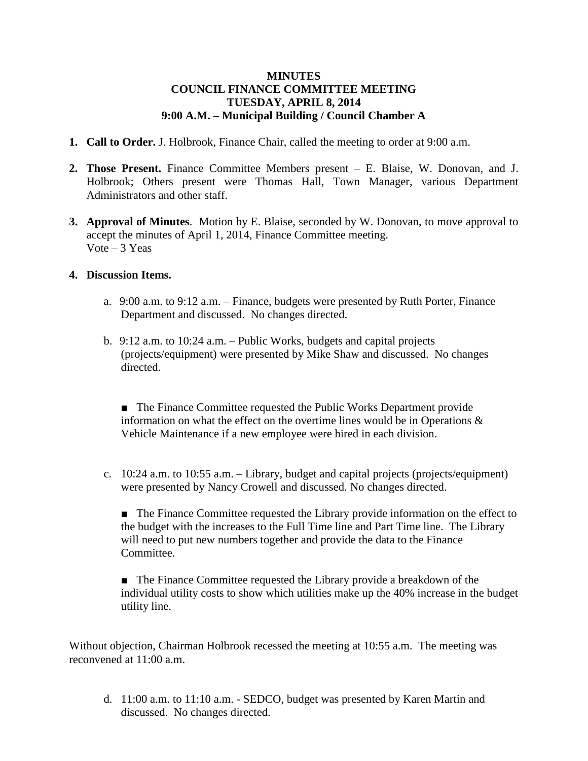**MINUTES**
**COUNCIL FINANCE COMMITTEE MEETING**
**TUESDAY, APRIL 8, 2014**
**9:00 A.M. – Municipal Building / Council Chamber A**

1. **Call to Order.** J. Holbrook, Finance Chair, called the meeting to order at 9:00 a.m.

2. **Those Present.** Finance Committee Members present – E. Blaise, W. Donovan, and J. Holbrook; Others present were Thomas Hall, Town Manager, various Department Administrators and other staff.

3. **Approval of Minutes**. Motion by E. Blaise, seconded by W. Donovan, to move approval to accept the minutes of April 1, 2014, Finance Committee meeting.
   Vote – 3 Yeas

4. **Discussion Items.**

   a. 9:00 a.m. to 9:12 a.m. – Finance, budgets were presented by Ruth Porter, Finance Department and discussed. No changes directed.

   b. 9:12 a.m. to 10:24 a.m. – Public Works, budgets and capital projects (projects/equipment) were presented by Mike Shaw and discussed. No changes directed.

      ■ The Finance Committee requested the Public Works Department provide information on what the effect on the overtime lines would be in Operations & Vehicle Maintenance if a new employee were hired in each division.

   c. 10:24 a.m. to 10:55 a.m. – Library, budget and capital projects (projects/equipment) were presented by Nancy Crowell and discussed. No changes directed.

      ■ The Finance Committee requested the Library provide information on the effect to the budget with the increases to the Full Time line and Part Time line. The Library will need to put new numbers together and provide the data to the Finance Committee.

      ■ The Finance Committee requested the Library provide a breakdown of the individual utility costs to show which utilities make up the 40% increase in the budget utility line.

Without objection, Chairman Holbrook recessed the meeting at 10:55 a.m. The meeting was reconvened at 11:00 a.m.

   d. 11:00 a.m. to 11:10 a.m. - SEDCO, budget was presented by Karen Martin and discussed. No changes directed.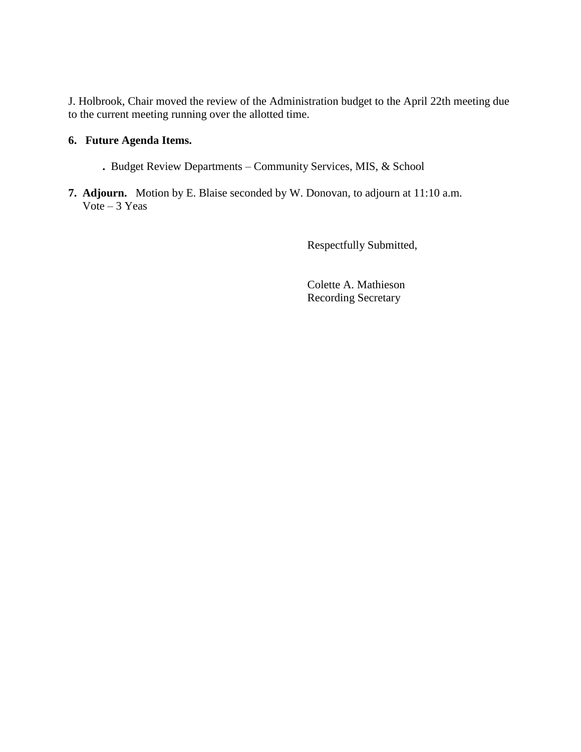J. Holbrook, Chair moved the review of the Administration budget to the April 22th meeting due to the current meeting running over the allotted time.

**6. Future Agenda Items.**

- Budget Review Departments – Community Services, MIS, & School

**7. Adjourn.** Motion by E. Blaise seconded by W. Donovan, to adjourn at 11:10 a.m.
Vote – 3 Yeas

Respectfully Submitted,

Colette A. Mathieson
Recording Secretary